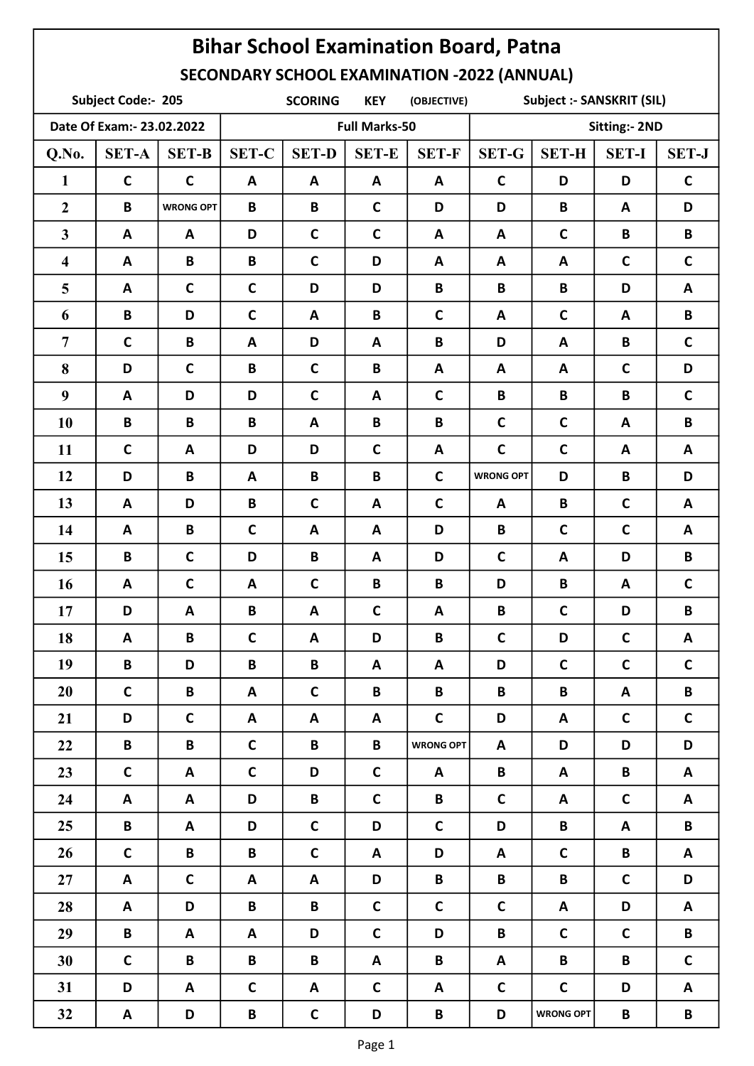# Bihar School Examination Board, Patna

## SECONDARY SCHOOL EXAMINATION -2022 (ANNUAL)

**Subject Code:- 205** **SCORING KEY (OBJECTIVE)** **Subject :- SANSKRIT (SIL)**

**Date Of Exam:- 23.02.2022** **Full Marks-50** **Sitting:- 2ND**

| Q.No. | SET-A | SET-B | SET-C | SET-D | SET-E | SET-F | SET-G | SET-H | SET-I | SET-J |
|---|---|---|---|---|---|---|---|---|---|---|
| 1 | C | C | A | A | A | A | C | D | D | C |
| 2 | B | WRONG OPT | B | B | C | D | D | B | A | D |
| 3 | A | A | D | C | C | A | A | C | B | B |
| 4 | A | B | B | C | D | A | A | A | C | C |
| 5 | A | C | C | D | D | B | B | B | D | A |
| 6 | B | D | C | A | B | C | A | C | A | B |
| 7 | C | B | A | D | A | B | D | A | B | C |
| 8 | D | C | B | C | B | A | A | A | C | D |
| 9 | A | D | D | C | A | C | B | B | B | C |
| 10 | B | B | B | A | B | B | C | C | A | B |
| 11 | C | A | D | D | C | A | C | C | A | A |
| 12 | D | B | A | B | B | C | WRONG OPT | D | B | D |
| 13 | A | D | B | C | A | C | A | B | C | A |
| 14 | A | B | C | A | A | D | B | C | C | A |
| 15 | B | C | D | B | A | D | C | A | D | B |
| 16 | A | C | A | C | B | B | D | B | A | C |
| 17 | D | A | B | A | C | A | B | C | D | B |
| 18 | A | B | C | A | D | B | C | D | C | A |
| 19 | B | D | B | B | A | A | D | C | C | C |
| 20 | C | B | A | C | B | B | B | B | A | B |
| 21 | D | C | A | A | A | C | D | A | C | C |
| 22 | B | B | C | B | B | WRONG OPT | A | D | D | D |
| 23 | C | A | C | D | C | A | B | A | B | A |
| 24 | A | A | D | B | C | B | C | A | C | A |
| 25 | B | A | D | C | D | C | D | B | A | B |
| 26 | C | B | B | C | A | D | A | C | B | A |
| 27 | A | C | A | A | D | B | B | B | C | D |
| 28 | A | D | B | B | C | C | C | A | D | A |
| 29 | B | A | A | D | C | D | B | C | C | B |
| 30 | C | B | B | B | A | B | A | B | B | C |
| 31 | D | A | C | A | C | A | C | C | D | A |
| 32 | A | D | B | C | D | B | D | WRONG OPT | B | B |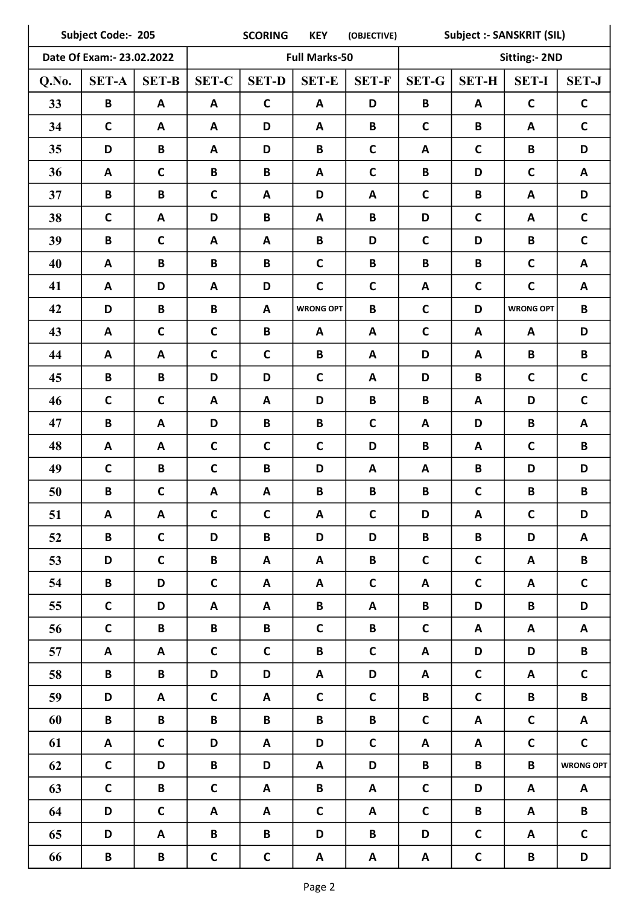| Subject Code:- 205 | | SCORING KEY (OBJECTIVE) | | | | Subject :- SANSKRIT (SIL) | | | |
|---|---|---|---|---|---|---|---|---|---|
| Date Of Exam:- 23.02.2022 | | Full Marks-50 | | | | Sitting:- 2ND | | | |

| Q.No. | SET-A | SET-B | SET-C | SET-D | SET-E | SET-F | SET-G | SET-H | SET-I | SET-J |
|---|---|---|---|---|---|---|---|---|---|---|
| 33 | B | A | A | C | A | D | B | A | C | C |
| 34 | C | A | A | D | A | B | C | B | A | C |
| 35 | D | B | A | D | B | C | A | C | B | D |
| 36 | A | C | B | B | A | C | B | D | C | A |
| 37 | B | B | C | A | D | A | C | B | A | D |
| 38 | C | A | D | B | A | B | D | C | A | C |
| 39 | B | C | A | A | B | D | C | D | B | C |
| 40 | A | B | B | B | C | B | B | B | C | A |
| 41 | A | D | A | D | C | C | A | C | C | A |
| 42 | D | B | B | A | WRONG OPT | B | C | D | WRONG OPT | B |
| 43 | A | C | C | B | A | A | C | A | A | D |
| 44 | A | A | C | C | B | A | D | A | B | B |
| 45 | B | B | D | D | C | A | D | B | C | C |
| 46 | C | C | A | A | D | B | B | A | D | C |
| 47 | B | A | D | B | B | C | A | D | B | A |
| 48 | A | A | C | C | C | D | B | A | C | B |
| 49 | C | B | C | B | D | A | A | B | D | D |
| 50 | B | C | A | A | B | B | B | C | B | B |
| 51 | A | A | C | C | A | C | D | A | C | D |
| 52 | B | C | D | B | D | D | B | B | D | A |
| 53 | D | C | B | A | A | B | C | C | A | B |
| 54 | B | D | C | A | A | C | A | C | A | C |
| 55 | C | D | A | A | B | A | B | D | B | D |
| 56 | C | B | B | B | C | B | C | A | A | A |
| 57 | A | A | C | C | B | C | A | D | D | B |
| 58 | B | B | D | D | A | D | A | C | A | C |
| 59 | D | A | C | A | C | C | B | C | B | B |
| 60 | B | B | B | B | B | B | C | A | C | A |
| 61 | A | C | D | A | D | C | A | A | C | C |
| 62 | C | D | B | D | A | D | B | B | B | WRONG OPT |
| 63 | C | B | C | A | B | A | C | D | A | A |
| 64 | D | C | A | A | C | A | C | B | A | B |
| 65 | D | A | B | B | D | B | D | C | A | C |
| 66 | B | B | C | C | A | A | A | C | B | D |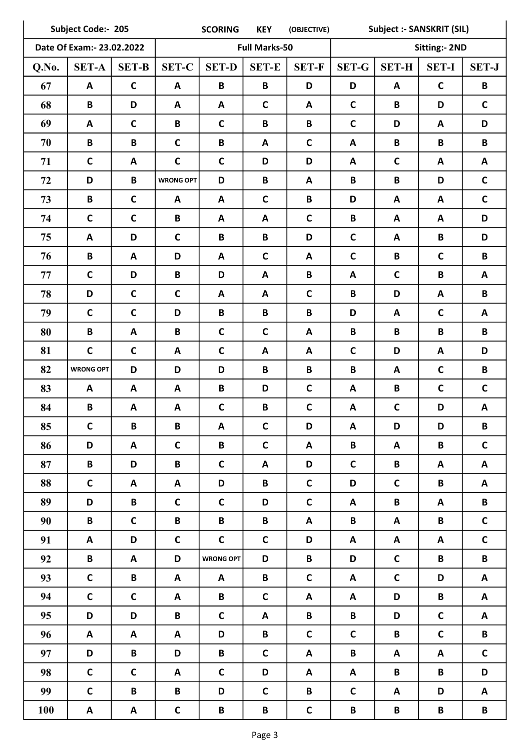| Subject Code:- 205 | | SCORING KEY (OBJECTIVE) | | | | Subject :- SANSKRIT (SIL) | | | |
|---|---|---|---|---|---|---|---|---|---|
| Date Of Exam:- 23.02.2022 | | Full Marks-50 | | | | Sitting:- 2ND | | | |

| Q.No. | SET-A | SET-B | SET-C | SET-D | SET-E | SET-F | SET-G | SET-H | SET-I | SET-J |
|---|---|---|---|---|---|---|---|---|---|---|
| 67 | A | C | A | B | B | D | D | A | C | B |
| 68 | B | D | A | A | C | A | C | B | D | C |
| 69 | A | C | B | C | B | B | C | D | A | D |
| 70 | B | B | C | B | A | C | A | B | B | B |
| 71 | C | A | C | C | D | D | A | C | A | A |
| 72 | D | B | WRONG OPT | D | B | A | B | B | D | C |
| 73 | B | C | A | A | C | B | D | A | A | C |
| 74 | C | C | B | A | A | C | B | A | A | D |
| 75 | A | D | C | B | B | D | C | A | B | D |
| 76 | B | A | D | A | C | A | C | B | C | B |
| 77 | C | D | B | D | A | B | A | C | B | A |
| 78 | D | C | C | A | A | C | B | D | A | B |
| 79 | C | C | D | B | B | B | D | A | C | A |
| 80 | B | A | B | C | C | A | B | B | B | B |
| 81 | C | C | A | C | A | A | C | D | A | D |
| 82 | WRONG OPT | D | D | D | B | B | B | A | C | B |
| 83 | A | A | A | B | D | C | A | B | C | C |
| 84 | B | A | A | C | B | C | A | C | D | A |
| 85 | C | B | B | A | C | D | A | D | D | B |
| 86 | D | A | C | B | C | A | B | A | B | C |
| 87 | B | D | B | C | A | D | C | B | A | A |
| 88 | C | A | A | D | B | C | D | C | B | A |
| 89 | D | B | C | C | D | C | A | B | A | B |
| 90 | B | C | B | B | B | A | B | A | B | C |
| 91 | A | D | C | C | C | D | A | A | A | C |
| 92 | B | A | D | WRONG OPT | D | B | D | C | B | B |
| 93 | C | B | A | A | B | C | A | C | D | A |
| 94 | C | C | A | B | C | A | A | D | B | A |
| 95 | D | D | B | C | A | B | B | D | C | A |
| 96 | A | A | A | D | B | C | C | B | C | B |
| 97 | D | B | D | B | C | A | B | A | A | C |
| 98 | C | C | A | C | D | A | A | B | B | D |
| 99 | C | B | B | D | C | B | C | A | D | A |
| 100 | A | A | C | B | B | C | B | B | B | B |